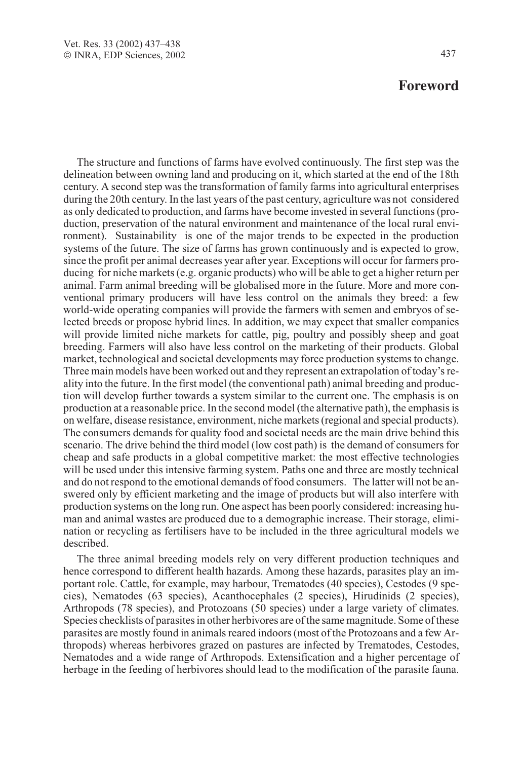# Foreword

The structure and functions of farms have evolved continuously. The first step was the delineation between owning land and producing on it, which started at the end of the 18th century. A second step was the transformation of family farms into agricultural enterprises during the 20th century. In the last years of the past century, agriculture was not considered as only dedicated to production, and farms have become invested in several functions (production, preservation of the natural environment and maintenance of the local rural environment). Sustainability is one of the major trends to be expected in the production systems of the future. The size of farms has grown continuously and is expected to grow, since the profit per animal decreases year after year. Exceptions will occur for farmers producing for niche markets (e.g. organic products) who will be able to get a higher return per animal. Farm animal breeding will be globalised more in the future. More and more conventional primary producers will have less control on the animals they breed: a few world-wide operating companies will provide the farmers with semen and embryos of selected breeds or propose hybrid lines. In addition, we may expect that smaller companies will provide limited niche markets for cattle, pig, poultry and possibly sheep and goat breeding. Farmers will also have less control on the marketing of their products. Global market, technological and societal developments may force production systems to change. Three main models have been worked out and they represent an extrapolation of today's reality into the future. In the first model (the conventional path) animal breeding and production will develop further towards a system similar to the current one. The emphasis is on production at a reasonable price. In the second model (the alternative path), the emphasis is on welfare, disease resistance, environment, niche markets (regional and special products). The consumers demands for quality food and societal needs are the main drive behind this scenario. The drive behind the third model (low cost path) is the demand of consumers for cheap and safe products in a global competitive market: the most effective technologies will be used under this intensive farming system. Paths one and three are mostly technical and do not respond to the emotional demands of food consumers. The latter will not be answered only by efficient marketing and the image of products but will also interfere with production systems on the long run. One aspect has been poorly considered: increasing human and animal wastes are produced due to a demographic increase. Their storage, elimination or recycling as fertilisers have to be included in the three agricultural models we described.

The three animal breeding models rely on very different production techniques and hence correspond to different health hazards. Among these hazards, parasites play an important role. Cattle, for example, may harbour, Trematodes (40 species), Cestodes (9 species), Nematodes (63 species), Acanthocephales (2 species), Hirudinids (2 species), Arthropods (78 species), and Protozoans (50 species) under a large variety of climates. Species checklists of parasites in other herbivores are of the same magnitude. Some of these parasites are mostly found in animals reared indoors (most of the Protozoans and a few Arthropods) whereas herbivores grazed on pastures are infected by Trematodes, Cestodes, Nematodes and a wide range of Arthropods. Extensification and a higher percentage of herbage in the feeding of herbivores should lead to the modification of the parasite fauna.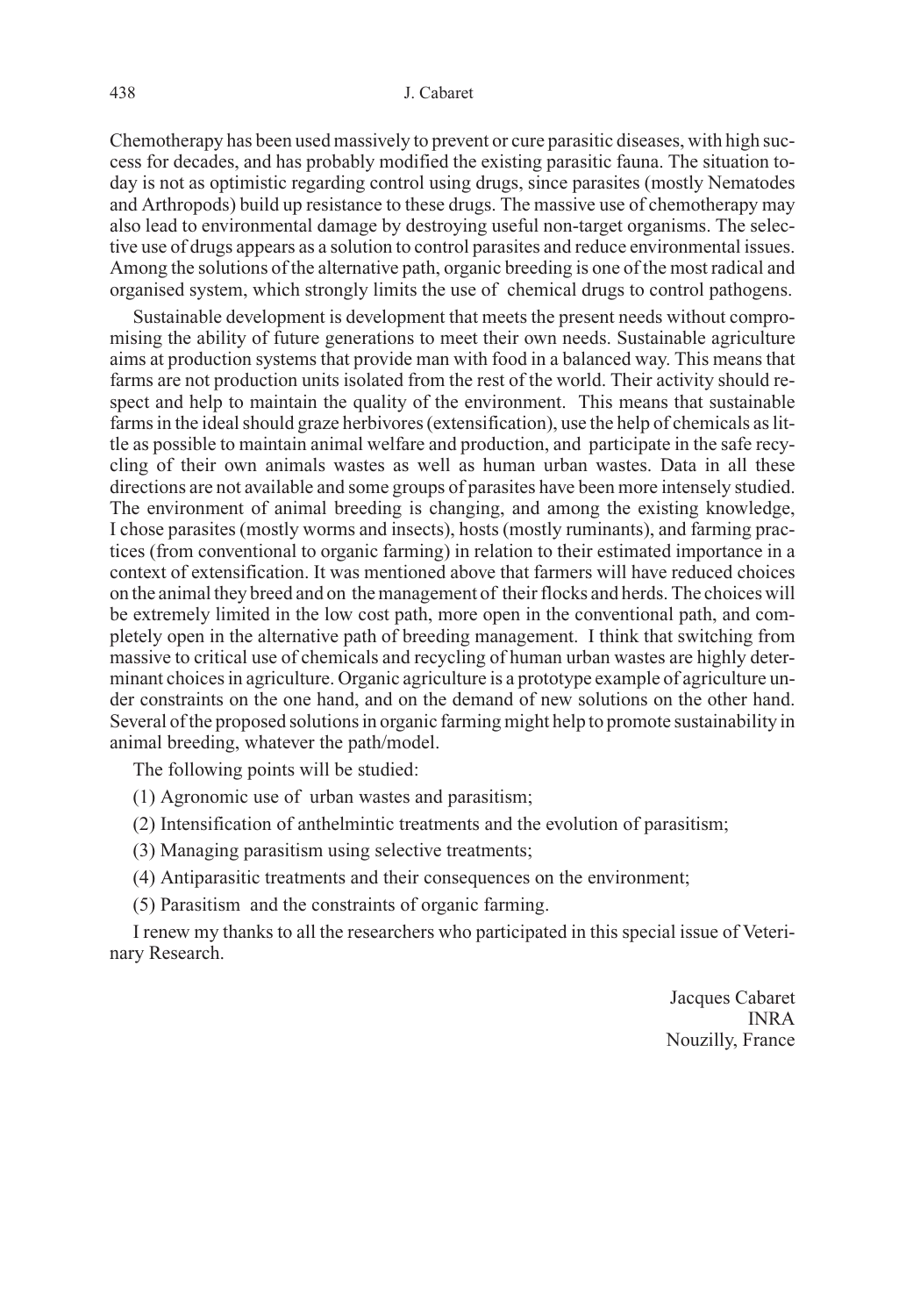Chemotherapy has been used massively to prevent or cure parasitic diseases, with high success for decades, and has probably modified the existing parasitic fauna. The situation today is not as optimistic regarding control using drugs, since parasites (mostly Nematodes and Arthropods) build up resistance to these drugs. The massive use of chemotherapy may also lead to environmental damage by destroying useful non-target organisms. The selective use of drugs appears as a solution to control parasites and reduce environmental issues. Among the solutions of the alternative path, organic breeding is one of the most radical and organised system, which strongly limits the use of chemical drugs to control pathogens.

Sustainable development is development that meets the present needs without compromising the ability of future generations to meet their own needs. Sustainable agriculture aims at production systems that provide man with food in a balanced way. This means that farms are not production units isolated from the rest of the world. Their activity should respect and help to maintain the quality of the environment. This means that sustainable farms in the ideal should graze herbivores (extensification), use the help of chemicals as little as possible to maintain animal welfare and production, and participate in the safe recycling of their own animals wastes as well as human urban wastes. Data in all these directions are not available and some groups of parasites have been more intensely studied. The environment of animal breeding is changing, and among the existing knowledge, I chose parasites (mostly worms and insects), hosts (mostly ruminants), and farming practices (from conventional to organic farming) in relation to their estimated importance in a context of extensification. It was mentioned above that farmers will have reduced choices on the animal they breed and on the management of their flocks and herds. The choices will be extremely limited in the low cost path, more open in the conventional path, and completely open in the alternative path of breeding management. I think that switching from massive to critical use of chemicals and recycling of human urban wastes are highly determinant choices in agriculture. Organic agriculture is a prototype example of agriculture under constraints on the one hand, and on the demand of new solutions on the other hand. Several of the proposed solutions in organic farming might help to promote sustainability in animal breeding, whatever the path/model.

The following points will be studied:

(1) Agronomic use of urban wastes and parasitism;

(2) Intensification of anthelmintic treatments and the evolution of parasitism;

(3) Managing parasitism using selective treatments;

(4) Antiparasitic treatments and their consequences on the environment;

(5) Parasitism and the constraints of organic farming.

I renew my thanks to all the researchers who participated in this special issue of Veterinary Research.

Jacques Cabaret
INRA
Nouzilly, France